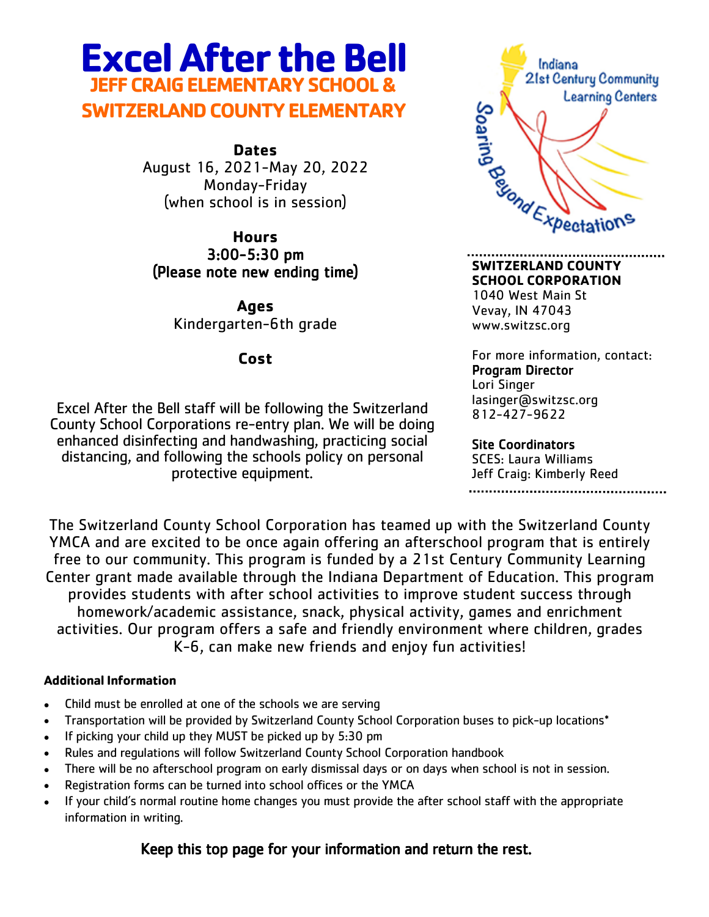# Excel After the Bell

## JEFF CRAIG ELEMENTARY SCHOOL & SWITZERLAND COUNTY ELEMENTARY

**Dates**
August 16, 2021-May 20, 2022
Monday-Friday
(when school is in session)

**Hours**
3:00-5:30 pm
(Please note new ending time)

**Ages**
Kindergarten-6th grade

**Cost**

Excel After the Bell staff will be following the Switzerland County School Corporations re-entry plan. We will be doing enhanced disinfecting and handwashing, practicing social distancing, and following the schools policy on personal protective equipment.

Indiana 21st Century Community Learning Centers
Soaring Beyond Expectations

**SWITZERLAND COUNTY SCHOOL CORPORATION**
1040 West Main St
Vevay, IN 47043
www.switzsc.org

For more information, contact:
**Program Director**
Lori Singer
lasinger@switzsc.org
812-427-9622

**Site Coordinators**
SCES: Laura Williams
Jeff Craig: Kimberly Reed

The Switzerland County School Corporation has teamed up with the Switzerland County YMCA and are excited to be once again offering an afterschool program that is entirely free to our community. This program is funded by a 21st Century Community Learning Center grant made available through the Indiana Department of Education. This program provides students with after school activities to improve student success through homework/academic assistance, snack, physical activity, games and enrichment activities. Our program offers a safe and friendly environment where children, grades K-6, can make new friends and enjoy fun activities!

**Additional Information**

- Child must be enrolled at one of the schools we are serving
- Transportation will be provided by Switzerland County School Corporation buses to pick-up locations*
- If picking your child up they MUST be picked up by 5:30 pm
- Rules and regulations will follow Switzerland County School Corporation handbook
- There will be no afterschool program on early dismissal days or on days when school is not in session.
- Registration forms can be turned into school offices or the YMCA
- If your child's normal routine home changes you must provide the after school staff with the appropriate information in writing.

**Keep this top page for your information and return the rest.**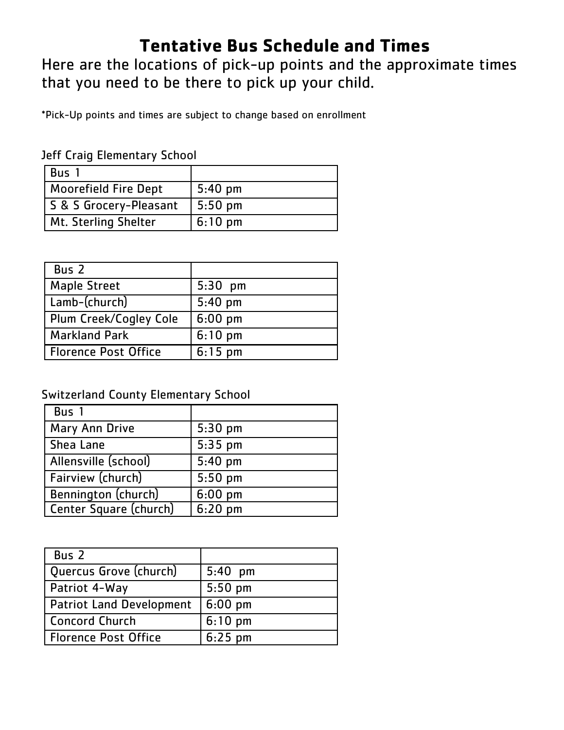# Tentative Bus Schedule and Times

Here are the locations of pick-up points and the approximate times that you need to be there to pick up your child.

*Pick-Up points and times are subject to change based on enrollment

Jeff Craig Elementary School

| Bus 1 | |
|---|---|
| Moorefield Fire Dept | 5:40 pm |
| S & S Grocery-Pleasant | 5:50 pm |
| Mt. Sterling Shelter | 6:10 pm |

| Bus 2 | |
|---|---|
| Maple Street | 5:30 pm |
| Lamb-(church) | 5:40 pm |
| Plum Creek/Cogley Cole | 6:00 pm |
| Markland Park | 6:10 pm |
| Florence Post Office | 6:15 pm |

Switzerland County Elementary School

| Bus 1 | |
|---|---|
| Mary Ann Drive | 5:30 pm |
| Shea Lane | 5:35 pm |
| Allensville (school) | 5:40 pm |
| Fairview (church) | 5:50 pm |
| Bennington (church) | 6:00 pm |
| Center Square (church) | 6:20 pm |

| Bus 2 | |
|---|---|
| Quercus Grove (church) | 5:40 pm |
| Patriot 4-Way | 5:50 pm |
| Patriot Land Development | 6:00 pm |
| Concord Church | 6:10 pm |
| Florence Post Office | 6:25 pm |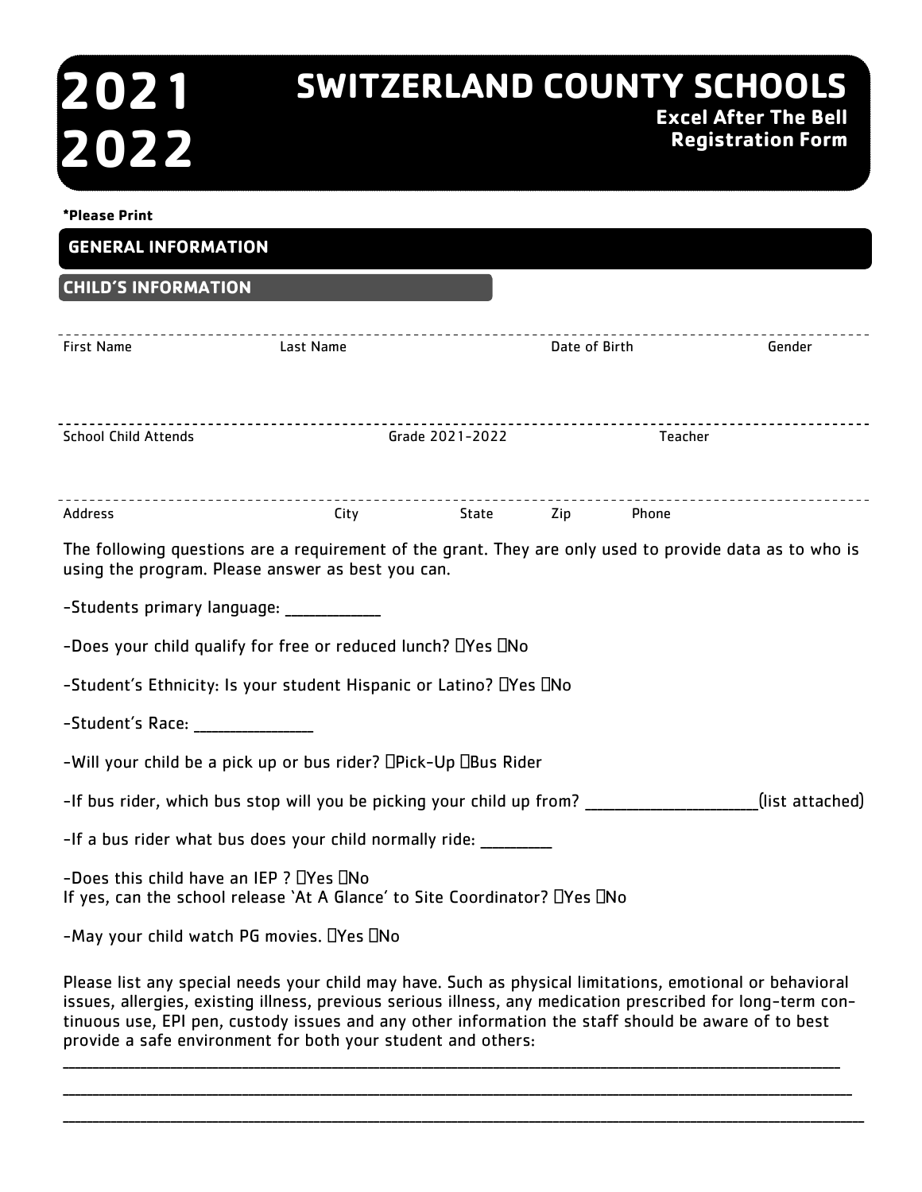# 2021 2022

# SWITZERLAND COUNTY SCHOOLS

**Excel After The Bell**
**Registration Form**

**\*Please Print**

## GENERAL INFORMATION

### CHILD'S INFORMATION

| First Name | Last Name | Date of Birth | Gender |
|---|---|---|---|
| | | | |

| School Child Attends | Grade 2021-2022 | Teacher |
|---|---|---|
| | | |

| Address | City | State | Zip | Phone |
|---|---|---|---|---|
| | | | | |

The following questions are a requirement of the grant. They are only used to provide data as to who is using the program. Please answer as best you can.

-Students primary language: ___________

-Does your child qualify for free or reduced lunch? ☐Yes ☐No

-Student's Ethnicity: Is your student Hispanic or Latino? ☐Yes ☐No

-Student's Race: ______________

-Will your child be a pick up or bus rider? ☐Pick-Up ☐Bus Rider

-If bus rider, which bus stop will you be picking your child up from? ____________________(list attached)

-If a bus rider what bus does your child normally ride: ________

-Does this child have an IEP ? ☐Yes ☐No
If yes, can the school release 'At A Glance' to Site Coordinator? ☐Yes ☐No

-May your child watch PG movies. ☐Yes ☐No

Please list any special needs your child may have. Such as physical limitations, emotional or behavioral issues, allergies, existing illness, previous serious illness, any medication prescribed for long-term continuous use, EPI pen, custody issues and any other information the staff should be aware of to best provide a safe environment for both your student and others:

______________________________________________________________________________________

______________________________________________________________________________________

______________________________________________________________________________________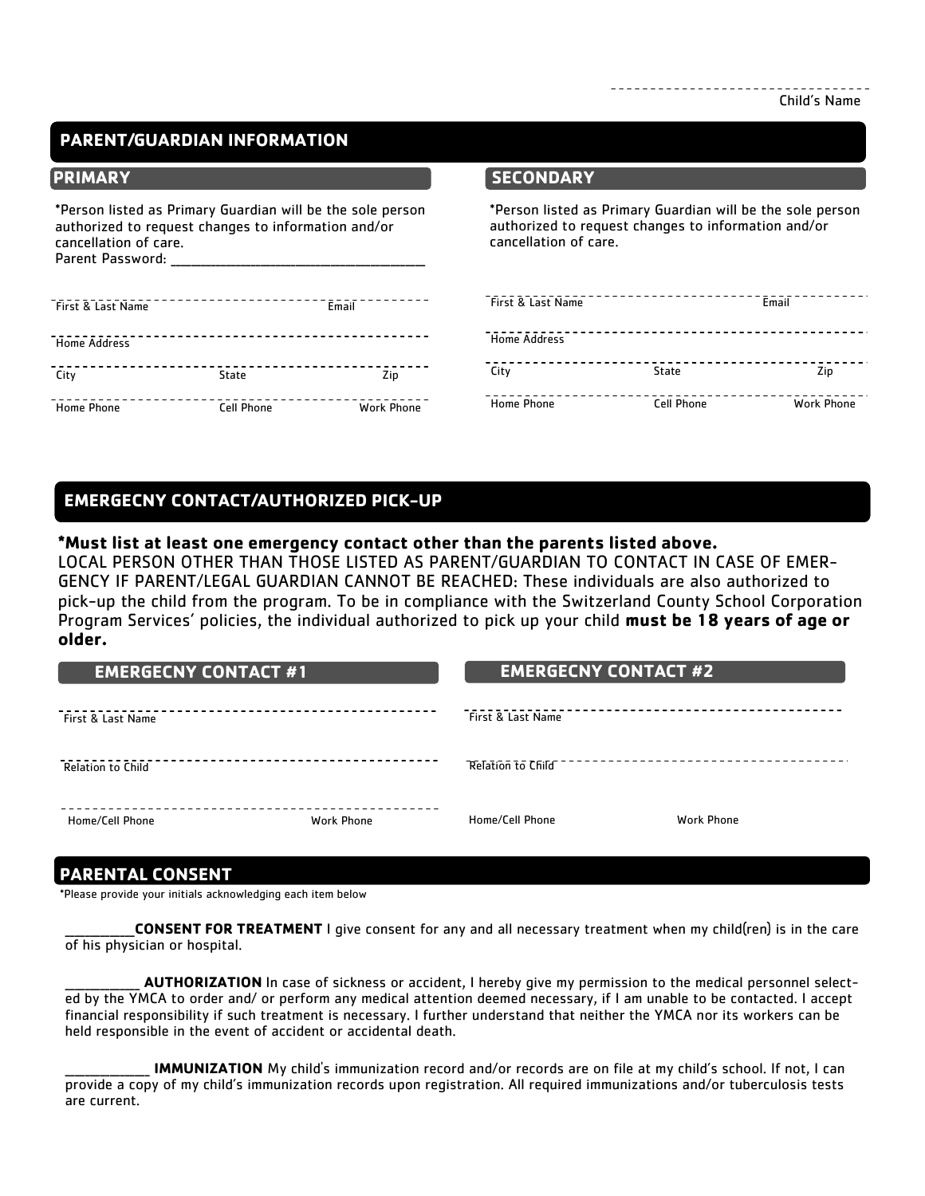---------------------------------
Child's Name

## PARENT/GUARDIAN INFORMATION

### PRIMARY

*Person listed as Primary Guardian will be the sole person authorized to request changes to information and/or cancellation of care.
Parent Password: ___________________________________

First & Last Name Email

Home Address

City State Zip

Home Phone Cell Phone Work Phone

### SECONDARY

*Person listed as Primary Guardian will be the sole person authorized to request changes to information and/or cancellation of care.

First & Last Name Email

Home Address

City State Zip

Home Phone Cell Phone Work Phone

## EMERGECNY CONTACT/AUTHORIZED PICK-UP

**\*Must list at least one emergency contact other than the parents listed above.**
LOCAL PERSON OTHER THAN THOSE LISTED AS PARENT/GUARDIAN TO CONTACT IN CASE OF EMERGENCY IF PARENT/LEGAL GUARDIAN CANNOT BE REACHED: These individuals are also authorized to pick-up the child from the program. To be in compliance with the Switzerland County School Corporation Program Services' policies, the individual authorized to pick up your child **must be 18 years of age or older.**

### EMERGECNY CONTACT #1

First & Last Name

Relation to Child

Home/Cell Phone Work Phone

### EMERGECNY CONTACT #2

First & Last Name

Relation to Child

Home/Cell Phone Work Phone

## PARENTAL CONSENT

*Please provide your initials acknowledging each item below

_________**CONSENT FOR TREATMENT** I give consent for any and all necessary treatment when my child(ren) is in the care of his physician or hospital.

__________ **AUTHORIZATION** In case of sickness or accident, I hereby give my permission to the medical personnel selected by the YMCA to order and/ or perform any medical attention deemed necessary, if I am unable to be contacted. I accept financial responsibility if such treatment is necessary. I further understand that neither the YMCA nor its workers can be held responsible in the event of accident or accidental death.

___________ **IMMUNIZATION** My child's immunization record and/or records are on file at my child's school. If not, I can provide a copy of my child's immunization records upon registration. All required immunizations and/or tuberculosis tests are current.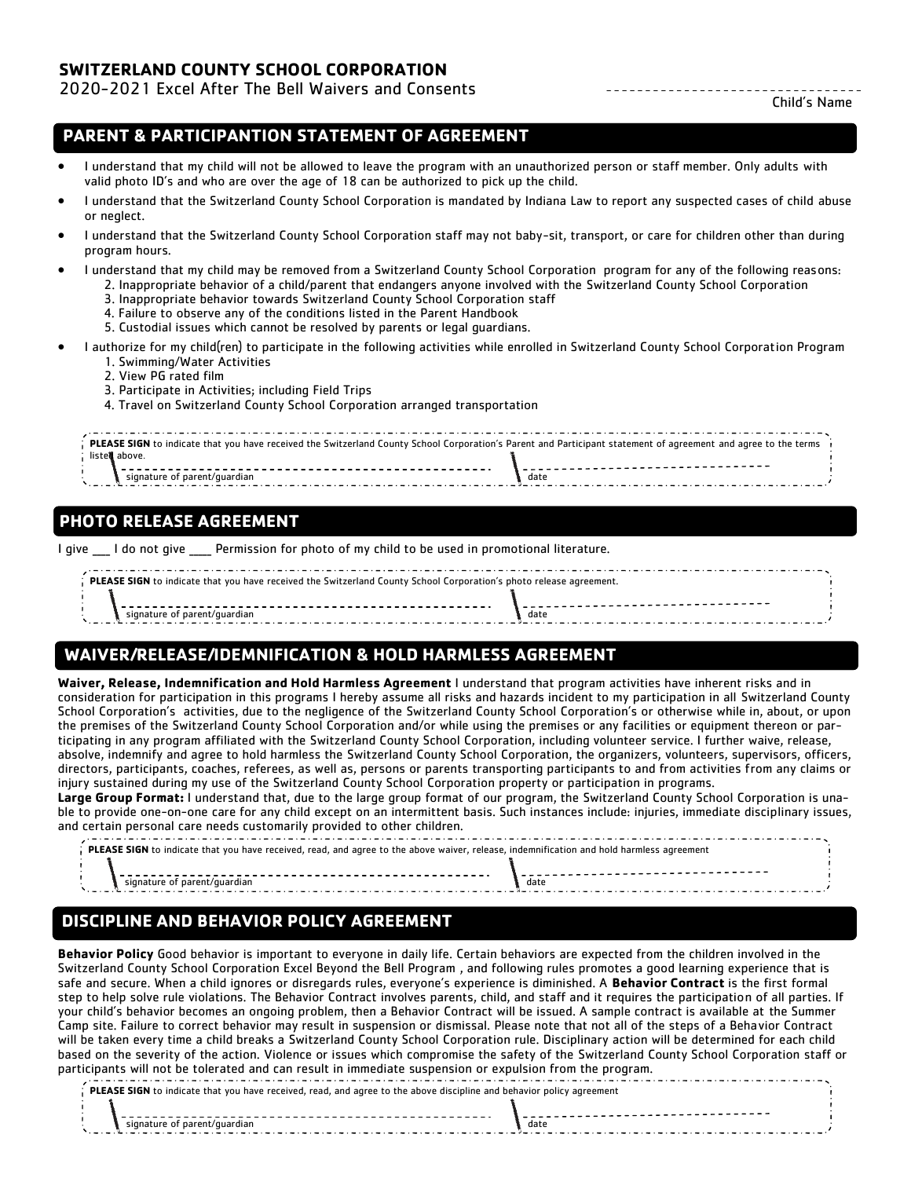**SWITZERLAND COUNTY SCHOOL CORPORATION**

2020-2021 Excel After The Bell Waivers and Consents

_______________________________
Child's Name

## PARENT & PARTICIPANTION STATEMENT OF AGREEMENT

- I understand that my child will not be allowed to leave the program with an unauthorized person or staff member. Only adults with valid photo ID's and who are over the age of 18 can be authorized to pick up the child.
- I understand that the Switzerland County School Corporation is mandated by Indiana Law to report any suspected cases of child abuse or neglect.
- I understand that the Switzerland County School Corporation staff may not baby-sit, transport, or care for children other than during program hours.
- I understand that my child may be removed from a Switzerland County School Corporation program for any of the following reasons:
  2. Inappropriate behavior of a child/parent that endangers anyone involved with the Switzerland County School Corporation
  3. Inappropriate behavior towards Switzerland County School Corporation staff
  4. Failure to observe any of the conditions listed in the Parent Handbook
  5. Custodial issues which cannot be resolved by parents or legal guardians.
- I authorize for my child(ren) to participate in the following activities while enrolled in Switzerland County School Corporation Program
  1. Swimming/Water Activities
  2. View PG rated film
  3. Participate in Activities; including Field Trips
  4. Travel on Switzerland County School Corporation arranged transportation

**PLEASE SIGN** to indicate that you have received the Switzerland County School Corporation's Parent and Participant statement of agreement and agree to the terms listed above.

_______________________________ signature of parent/guardian _______________ date

## PHOTO RELEASE AGREEMENT

I give ___ I do not give ____ Permission for photo of my child to be used in promotional literature.

**PLEASE SIGN** to indicate that you have received the Switzerland County School Corporation's photo release agreement.

_______________________________ signature of parent/guardian _______________ date

## WAIVER/RELEASE/IDEMNIFICATION & HOLD HARMLESS AGREEMENT

**Waiver, Release, Indemnification and Hold Harmless Agreement** I understand that program activities have inherent risks and in consideration for participation in this programs I hereby assume all risks and hazards incident to my participation in all Switzerland County School Corporation's activities, due to the negligence of the Switzerland County School Corporation's or otherwise while in, about, or upon the premises of the Switzerland County School Corporation and/or while using the premises or any facilities or equipment thereon or participating in any program affiliated with the Switzerland County School Corporation, including volunteer service. I further waive, release, absolve, indemnify and agree to hold harmless the Switzerland County School Corporation, the organizers, volunteers, supervisors, officers, directors, participants, coaches, referees, as well as, persons or parents transporting participants to and from activities from any claims or injury sustained during my use of the Switzerland County School Corporation property or participation in programs.

**Large Group Format:** I understand that, due to the large group format of our program, the Switzerland County School Corporation is unable to provide one-on-one care for any child except on an intermittent basis. Such instances include: injuries, immediate disciplinary issues, and certain personal care needs customarily provided to other children.

**PLEASE SIGN** to indicate that you have received, read, and agree to the above waiver, release, indemnification and hold harmless agreement

_______________________________ signature of parent/guardian _______________ date

## DISCIPLINE AND BEHAVIOR POLICY AGREEMENT

**Behavior Policy** Good behavior is important to everyone in daily life. Certain behaviors are expected from the children involved in the Switzerland County School Corporation Excel Beyond the Bell Program , and following rules promotes a good learning experience that is safe and secure. When a child ignores or disregards rules, everyone's experience is diminished. A **Behavior Contract** is the first formal step to help solve rule violations. The Behavior Contract involves parents, child, and staff and it requires the participation of all parties. If your child's behavior becomes an ongoing problem, then a Behavior Contract will be issued. A sample contract is available at the Summer Camp site. Failure to correct behavior may result in suspension or dismissal. Please note that not all of the steps of a Behavior Contract will be taken every time a child breaks a Switzerland County School Corporation rule. Disciplinary action will be determined for each child based on the severity of the action. Violence or issues which compromise the safety of the Switzerland County School Corporation staff or participants will not be tolerated and can result in immediate suspension or expulsion from the program.

**PLEASE SIGN** to indicate that you have received, read, and agree to the above discipline and behavior policy agreement

_______________________________ signature of parent/guardian _______________ date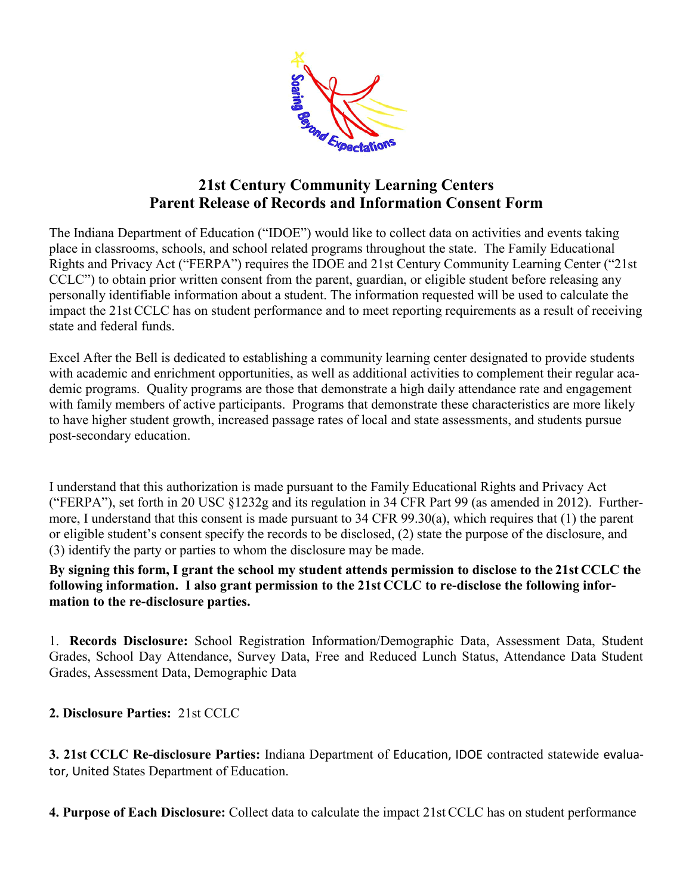# 21st Century Community Learning Centers
# Parent Release of Records and Information Consent Form

The Indiana Department of Education ("IDOE") would like to collect data on activities and events taking place in classrooms, schools, and school related programs throughout the state. The Family Educational Rights and Privacy Act ("FERPA") requires the IDOE and 21st Century Community Learning Center ("21st CCLC") to obtain prior written consent from the parent, guardian, or eligible student before releasing any personally identifiable information about a student. The information requested will be used to calculate the impact the 21st CCLC has on student performance and to meet reporting requirements as a result of receiving state and federal funds.

Excel After the Bell is dedicated to establishing a community learning center designated to provide students with academic and enrichment opportunities, as well as additional activities to complement their regular academic programs. Quality programs are those that demonstrate a high daily attendance rate and engagement with family members of active participants. Programs that demonstrate these characteristics are more likely to have higher student growth, increased passage rates of local and state assessments, and students pursue post-secondary education.

I understand that this authorization is made pursuant to the Family Educational Rights and Privacy Act ("FERPA"), set forth in 20 USC §1232g and its regulation in 34 CFR Part 99 (as amended in 2012). Furthermore, I understand that this consent is made pursuant to 34 CFR 99.30(a), which requires that (1) the parent or eligible student's consent specify the records to be disclosed, (2) state the purpose of the disclosure, and (3) identify the party or parties to whom the disclosure may be made.

**By signing this form, I grant the school my student attends permission to disclose to the 21st CCLC the following information. I also grant permission to the 21st CCLC to re-disclose the following information to the re-disclosure parties.**

1. **Records Disclosure:** School Registration Information/Demographic Data, Assessment Data, Student Grades, School Day Attendance, Survey Data, Free and Reduced Lunch Status, Attendance Data Student Grades, Assessment Data, Demographic Data

**2. Disclosure Parties:** 21st CCLC

**3. 21st CCLC Re-disclosure Parties:** Indiana Department of Education, IDOE contracted statewide evaluator, United States Department of Education.

**4. Purpose of Each Disclosure:** Collect data to calculate the impact 21st CCLC has on student performance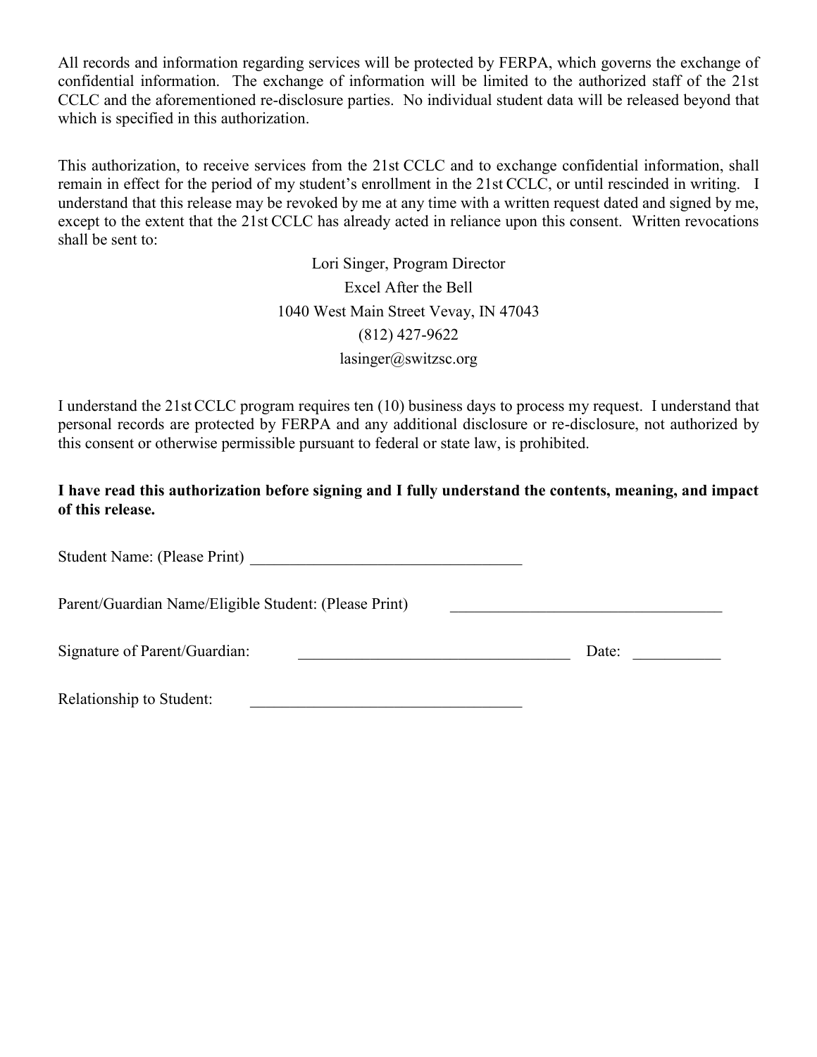All records and information regarding services will be protected by FERPA, which governs the exchange of confidential information. The exchange of information will be limited to the authorized staff of the 21st CCLC and the aforementioned re-disclosure parties. No individual student data will be released beyond that which is specified in this authorization.

This authorization, to receive services from the 21st CCLC and to exchange confidential information, shall remain in effect for the period of my student's enrollment in the 21st CCLC, or until rescinded in writing. I understand that this release may be revoked by me at any time with a written request dated and signed by me, except to the extent that the 21st CCLC has already acted in reliance upon this consent. Written revocations shall be sent to:

Lori Singer, Program Director
Excel After the Bell
1040 West Main Street Vevay, IN 47043
(812) 427-9622
lasinger@switzsc.org

I understand the 21st CCLC program requires ten (10) business days to process my request. I understand that personal records are protected by FERPA and any additional disclosure or re-disclosure, not authorized by this consent or otherwise permissible pursuant to federal or state law, is prohibited.

**I have read this authorization before signing and I fully understand the contents, meaning, and impact of this release.**

Student Name: (Please Print) ___________________________________

Parent/Guardian Name/Eligible Student: (Please Print) ___________________________________

Signature of Parent/Guardian: ___________________________________ Date: ___________

Relationship to Student: ___________________________________